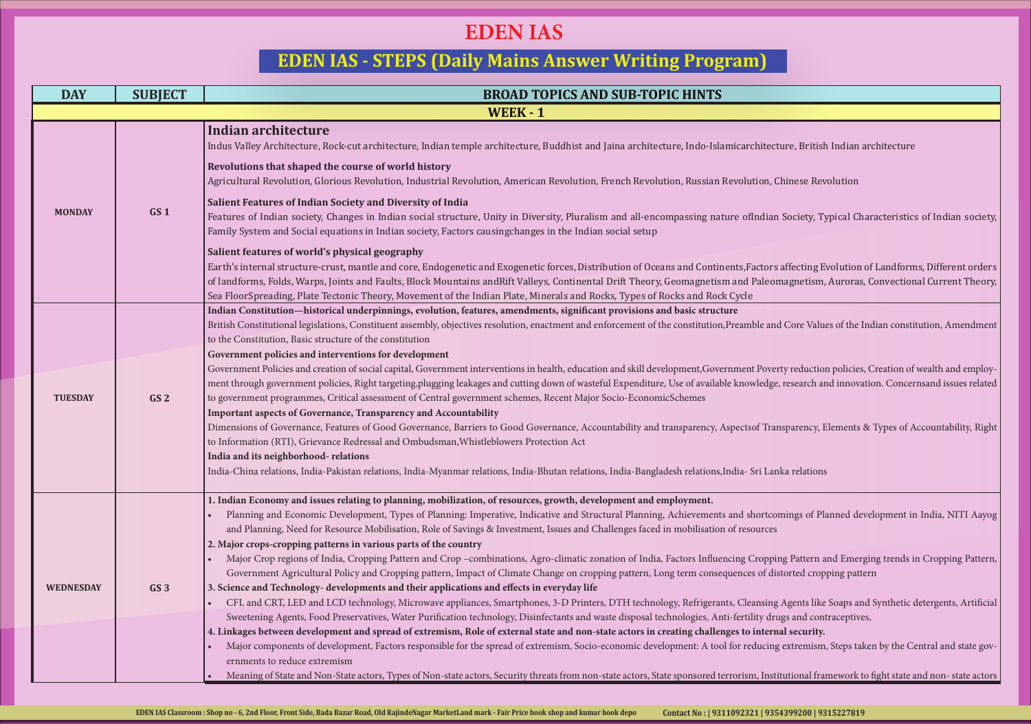# EDEN IAS

## EDEN IAS - STEPS (Daily Mains Answer Writing Program)

| DAY | SUBJECT | BROAD TOPICS AND SUB-TOPIC HINTS |
|---|---|---|
| **WEEK - 1** | | |
| MONDAY | GS 1 | **Indian architecture**<br>Indus Valley Architecture, Rock-cut architecture, Indian temple architecture, Buddhist and Jaina architecture, Indo-Islamicarchitecture, British Indian architecture<br>**Revolutions that shaped the course of world history**<br>Agricultural Revolution, Glorious Revolution, Industrial Revolution, American Revolution, French Revolution, Russian Revolution, Chinese Revolution<br>**Salient Features of Indian Society and Diversity of India**<br>Features of Indian society, Changes in Indian social structure, Unity in Diversity, Pluralism and all-encompassing nature ofIndian Society, Typical Characteristics of Indian society, Family System and Social equations in Indian society, Factors causingchanges in the Indian social setup<br>**Salient features of world's physical geography**<br>Earth's internal structure-crust, mantle and core, Endogenetic and Exogenetic forces, Distribution of Oceans and Continents,Factors affecting Evolution of Landforms, Different orders of landforms, Folds, Warps, Joints and Faults, Block Mountains andRift Valleys, Continental Drift Theory, Geomagnetism and Paleomagnetism, Auroras, Convectional Current Theory, Sea FloorSpreading, Plate Tectonic Theory, Movement of the Indian Plate, Minerals and Rocks, Types of Rocks and Rock Cycle |
| TUESDAY | GS 2 | **Indian Constitution—historical underpinnings, evolution, features, amendments, significant provisions and basic structure**<br>British Constitutional legislations, Constituent assembly, objectives resolution, enactment and enforcement of the constitution,Preamble and Core Values of the Indian constitution, Amendment to the Constitution, Basic structure of the constitution<br>**Government policies and interventions for development**<br>Government Policies and creation of social capital, Government interventions in health, education and skill development,Government Poverty reduction policies, Creation of wealth and employment through government policies, Right targeting,plugging leakages and cutting down of wasteful Expenditure, Use of available knowledge, research and innovation. Concernsand issues related to government programmes, Critical assessment of Central government schemes, Recent Major Socio-EconomicSchemes<br>**Important aspects of Governance, Transparency and Accountability**<br>Dimensions of Governance, Features of Good Governance, Barriers to Good Governance, Accountability and transparency, Aspectsof Transparency, Elements & Types of Accountability, Right to Information (RTI), Grievance Redressal and Ombudsman,Whistleblowers Protection Act<br>**India and its neighborhood- relations**<br>India-China relations, India-Pakistan relations, India-Myanmar relations, India-Bhutan relations, India-Bangladesh relations,India- Sri Lanka relations |
| WEDNESDAY | GS 3 | **1. Indian Economy and issues relating to planning, mobilization, of resources, growth, development and employment.**<br>• Planning and Economic Development, Types of Planning: Imperative, Indicative and Structural Planning, Achievements and shortcomings of Planned development in India, NITI Aayog and Planning, Need for Resource Mobilisation, Role of Savings & Investment, Issues and Challenges faced in mobilisation of resources<br>**2. Major crops-cropping patterns in various parts of the country**<br>• Major Crop regions of India, Cropping Pattern and Crop –combinations, Agro-climatic zonation of India, Factors Influencing Cropping Pattern and Emerging trends in Cropping Pattern, Government Agricultural Policy and Cropping pattern, Impact of Climate Change on cropping pattern, Long term consequences of distorted cropping pattern<br>**3. Science and Technology- developments and their applications and effects in everyday life**<br>• CFL and CRT, LED and LCD technology, Microwave appliances, Smartphones, 3-D Printers, DTH technology, Refrigerants, Cleansing Agents like Soaps and Synthetic detergents, Artificial Sweetening Agents, Food Preservatives, Water Purification technology, Disinfectants and waste disposal technologies, Anti-fertility drugs and contraceptives,<br>**4. Linkages between development and spread of extremism, Role of external state and non-state actors in creating challenges to internal security.**<br>• Major components of development, Factors responsible for the spread of extremism, Socio-economic development: A tool for reducing extremism, Steps taken by the Central and state governments to reduce extremism<br>• Meaning of State and Non-State actors, Types of Non-state actors, Security threats from non-state actors, State sponsored terrorism, Institutional framework to fight state and non- state actors |

EDEN IAS Classroom : Shop no - 6, 2nd Floor, Front Side, Bada Bazar Road, Old RajindeNagar MarketLand mark - Fair Price book shop and kumar book depo Contact No : | 9311092321 | 9354399200 | 9315227819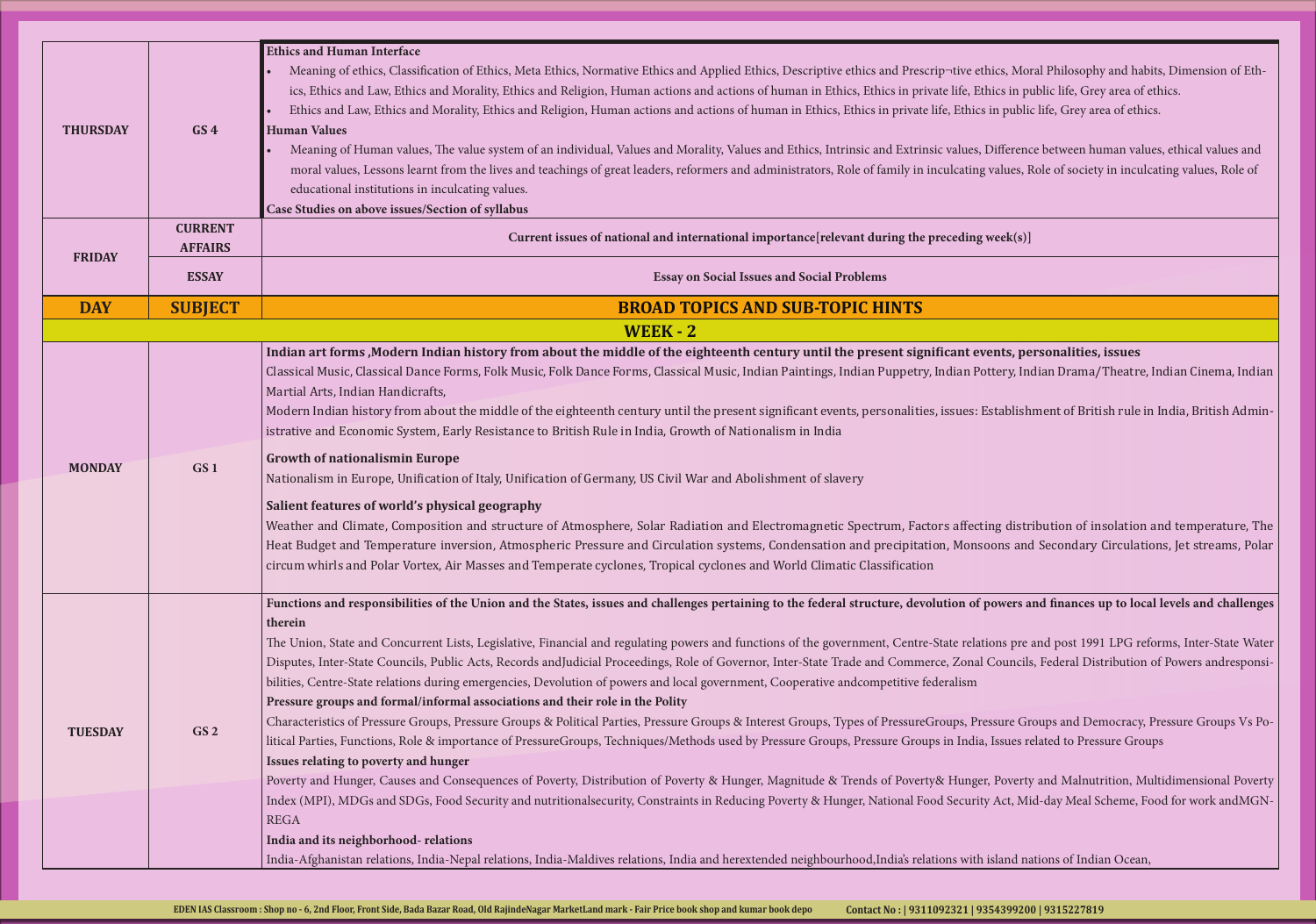| | | |
|---|---|---|
| THURSDAY | GS 4 | **Ethics and Human Interface**<br>• Meaning of ethics, Classification of Ethics, Meta Ethics, Normative Ethics and Applied Ethics, Descriptive ethics and Prescrip¬tive ethics, Moral Philosophy and habits, Dimension of Ethics, Ethics and Law, Ethics and Morality, Ethics and Religion, Human actions and actions of human in Ethics, Ethics in private life, Ethics in public life, Grey area of ethics.<br>• Ethics and Law, Ethics and Morality, Ethics and Religion, Human actions and actions of human in Ethics, Ethics in private life, Ethics in public life, Grey area of ethics.<br>**Human Values**<br>• Meaning of Human values, The value system of an individual, Values and Morality, Values and Ethics, Intrinsic and Extrinsic values, Difference between human values, ethical values and moral values, Lessons learnt from the lives and teachings of great leaders, reformers and administrators, Role of family in inculcating values, Role of society in inculcating values, Role of educational institutions in inculcating values.<br>**Case Studies on above issues/Section of syllabus** |
| FRIDAY | CURRENT AFFAIRS | **Current issues of national and international importance[relevant during the preceding week(s)]** |
| | ESSAY | **Essay on Social Issues and Social Problems** |

| DAY | SUBJECT | BROAD TOPICS AND SUB-TOPIC HINTS |
|---|---|---|
| | | **WEEK - 2** |
| MONDAY | GS 1 | **Indian art forms ,Modern Indian history from about the middle of the eighteenth century until the present significant events, personalities, issues**<br>Classical Music, Classical Dance Forms, Folk Music, Folk Dance Forms, Classical Music, Indian Paintings, Indian Puppetry, Indian Pottery, Indian Drama/Theatre, Indian Cinema, Indian Martial Arts, Indian Handicrafts,<br>Modern Indian history from about the middle of the eighteenth century until the present significant events, personalities, issues: Establishment of British rule in India, British Administrative and Economic System, Early Resistance to British Rule in India, Growth of Nationalism in India<br>**Growth of nationalismin Europe**<br>Nationalism in Europe, Unification of Italy, Unification of Germany, US Civil War and Abolishment of slavery<br>**Salient features of world's physical geography**<br>Weather and Climate, Composition and structure of Atmosphere, Solar Radiation and Electromagnetic Spectrum, Factors affecting distribution of insolation and temperature, The Heat Budget and Temperature inversion, Atmospheric Pressure and Circulation systems, Condensation and precipitation, Monsoons and Secondary Circulations, Jet streams, Polar circum whirls and Polar Vortex, Air Masses and Temperate cyclones, Tropical cyclones and World Climatic Classification |
| TUESDAY | GS 2 | **Functions and responsibilities of the Union and the States, issues and challenges pertaining to the federal structure, devolution of powers and finances up to local levels and challenges therein**<br>The Union, State and Concurrent Lists, Legislative, Financial and regulating powers and functions of the government, Centre-State relations pre and post 1991 LPG reforms, Inter-State Water Disputes, Inter-State Councils, Public Acts, Records andJudicial Proceedings, Role of Governor, Inter-State Trade and Commerce, Zonal Councils, Federal Distribution of Powers andresponsibilities, Centre-State relations during emergencies, Devolution of powers and local government, Cooperative andcompetitive federalism<br>**Pressure groups and formal/informal associations and their role in the Polity**<br>Characteristics of Pressure Groups, Pressure Groups & Political Parties, Pressure Groups & Interest Groups, Types of PressureGroups, Pressure Groups and Democracy, Pressure Groups Vs Political Parties, Functions, Role & importance of PressureGroups, Techniques/Methods used by Pressure Groups, Pressure Groups in India, Issues related to Pressure Groups<br>**Issues relating to poverty and hunger**<br>Poverty and Hunger, Causes and Consequences of Poverty, Distribution of Poverty & Hunger, Magnitude & Trends of Poverty& Hunger, Poverty and Malnutrition, Multidimensional Poverty Index (MPI), MDGs and SDGs, Food Security and nutritionalsecurity, Constraints in Reducing Poverty & Hunger, National Food Security Act, Mid-day Meal Scheme, Food for work andMGNREGA<br>**India and its neighborhood- relations**<br>India-Afghanistan relations, India-Nepal relations, India-Maldives relations, India and herextended neighbourhood,India's relations with island nations of Indian Ocean, |

EDEN IAS Classroom : Shop no - 6, 2nd Floor, Front Side, Bada Bazar Road, Old RajindeNagar MarketLand mark - Fair Price book shop and kumar book depo Contact No : | 9311092321 | 9354399200 | 9315227819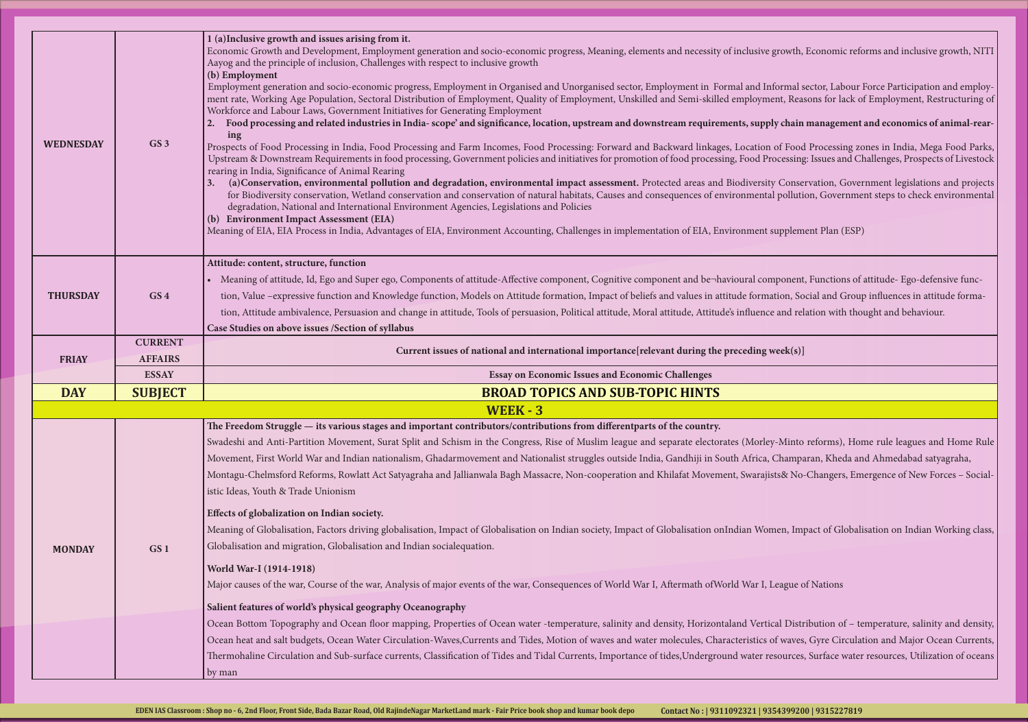| DAY | SUBJECT | BROAD TOPICS AND SUB-TOPIC HINTS |
| --- | --- | --- |
| WEDNESDAY | GS 3 | **1 (a)Inclusive growth and issues arising from it.** Economic Growth and Development, Employment generation and socio-economic progress, Meaning, elements and necessity of inclusive growth, Economic reforms and inclusive growth, NITI Aayog and the principle of inclusion, Challenges with respect to inclusive growth<br>**(b) Employment**<br>Employment generation and socio-economic progress, Employment in Organised and Unorganised sector, Employment in Formal and Informal sector, Labour Force Participation and employment rate, Working Age Population, Sectoral Distribution of Employment, Quality of Employment, Unskilled and Semi-skilled employment, Reasons for lack of Employment, Restructuring of Workforce and Labour Laws, Government Initiatives for Generating Employment<br>**2. Food processing and related industries in India- scope' and significance, location, upstream and downstream requirements, supply chain management and economics of animal-rearing**<br>Prospects of Food Processing in India, Food Processing and Farm Incomes, Food Processing: Forward and Backward linkages, Location of Food Processing zones in India, Mega Food Parks, Upstream & Downstream Requirements in food processing, Government policies and initiatives for promotion of food processing, Food Processing: Issues and Challenges, Prospects of Livestock rearing in India, Significance of Animal Rearing<br>**3. (a)Conservation, environmental pollution and degradation, environmental impact assessment.** Protected areas and Biodiversity Conservation, Government legislations and projects for Biodiversity conservation, Wetland conservation and conservation of natural habitats, Causes and consequences of environmental pollution, Government steps to check environmental degradation, National and International Environment Agencies, Legislations and Policies<br>**(b) Environment Impact Assessment (EIA)**<br>Meaning of EIA, EIA Process in India, Advantages of EIA, Environment Accounting, Challenges in implementation of EIA, Environment supplement Plan (ESP) |
| THURSDAY | GS 4 | **Attitude: content, structure, function**<br>• Meaning of attitude, Id, Ego and Super ego, Components of attitude-Affective component, Cognitive component and be¬havioural component, Functions of attitude- Ego-defensive function, Value –expressive function and Knowledge function, Models on Attitude formation, Impact of beliefs and values in attitude formation, Social and Group influences in attitude formation, Attitude ambivalence, Persuasion and change in attitude, Tools of persuasion, Political attitude, Moral attitude, Attitude's influence and relation with thought and behaviour.<br>**Case Studies on above issues /Section of syllabus** |
| FRIAY | CURRENT AFFAIRS | **Current issues of national and international importance[relevant during the preceding week(s)]** |
| | ESSAY | **Essay on Economic Issues and Economic Challenges** |

| DAY | SUBJECT | BROAD TOPICS AND SUB-TOPIC HINTS |
| --- | --- | --- |
| | | **WEEK - 3** |
| MONDAY | GS 1 | **The Freedom Struggle — its various stages and important contributors/contributions from differentparts of the country.**<br>Swadeshi and Anti-Partition Movement, Surat Split and Schism in the Congress, Rise of Muslim league and separate electorates (Morley-Minto reforms), Home rule leagues and Home Rule Movement, First World War and Indian nationalism, Ghadarmovement and Nationalist struggles outside India, Gandhiji in South Africa, Champaran, Kheda and Ahmedabad satyagraha, Montagu-Chelmsford Reforms, Rowlatt Act Satyagraha and Jallianwala Bagh Massacre, Non-cooperation and Khilafat Movement, Swarajists& No-Changers, Emergence of New Forces – Socialistic Ideas, Youth & Trade Unionism<br>**Effects of globalization on Indian society.**<br>Meaning of Globalisation, Factors driving globalisation, Impact of Globalisation on Indian society, Impact of Globalisation onIndian Women, Impact of Globalisation on Indian Working class, Globalisation and migration, Globalisation and Indian socialequation.<br>**World War-I (1914-1918)**<br>Major causes of the war, Course of the war, Analysis of major events of the war, Consequences of World War I, Aftermath ofWorld War I, League of Nations<br>**Salient features of world's physical geography Oceanography**<br>Ocean Bottom Topography and Ocean floor mapping, Properties of Ocean water -temperature, salinity and density, Horizontaland Vertical Distribution of – temperature, salinity and density, Ocean heat and salt budgets, Ocean Water Circulation-Waves,Currents and Tides, Motion of waves and water molecules, Characteristics of waves, Gyre Circulation and Major Ocean Currents, Thermohaline Circulation and Sub-surface currents, Classification of Tides and Tidal Currents, Importance of tides,Underground water resources, Surface water resources, Utilization of oceans by man |

EDEN IAS Classroom : Shop no - 6, 2nd Floor, Front Side, Bada Bazar Road, Old RajindeNagar MarketLand mark - Fair Price book shop and kumar book depo Contact No : | 9311092321 | 9354399200 | 9315227819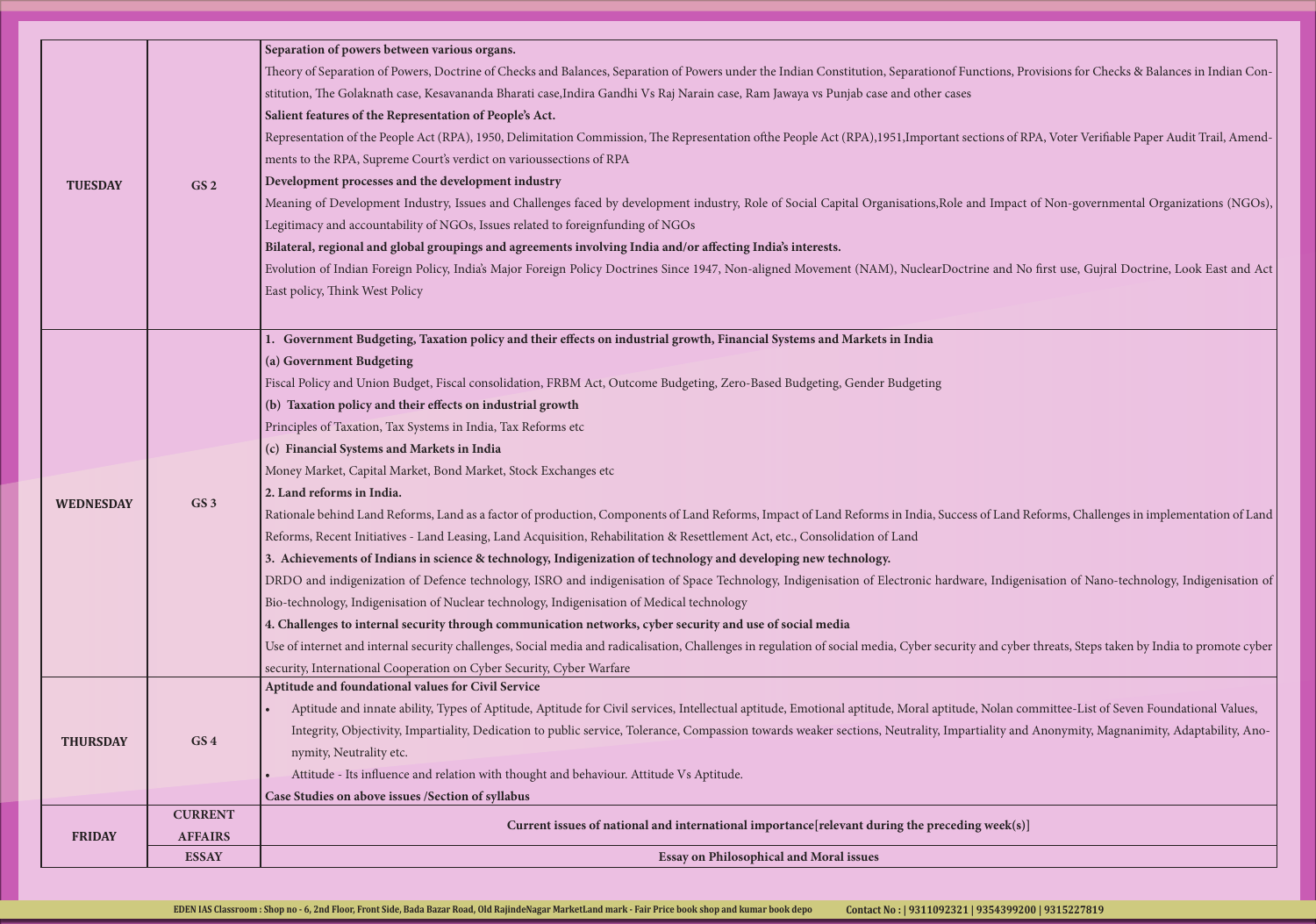| | | |
|---|---|---|
| TUESDAY | GS 2 | **Separation of powers between various organs.**<br>Theory of Separation of Powers, Doctrine of Checks and Balances, Separation of Powers under the Indian Constitution, Separationof Functions, Provisions for Checks & Balances in Indian Constitution, The Golaknath case, Kesavananda Bharati case,Indira Gandhi Vs Raj Narain case, Ram Jawaya vs Punjab case and other cases<br>**Salient features of the Representation of People's Act.**<br>Representation of the People Act (RPA), 1950, Delimitation Commission, The Representation ofthe People Act (RPA),1951,Important sections of RPA, Voter Verifiable Paper Audit Trail, Amendments to the RPA, Supreme Court's verdict on varioussections of RPA<br>**Development processes and the development industry**<br>Meaning of Development Industry, Issues and Challenges faced by development industry, Role of Social Capital Organisations,Role and Impact of Non-governmental Organizations (NGOs), Legitimacy and accountability of NGOs, Issues related to foreignfunding of NGOs<br>**Bilateral, regional and global groupings and agreements involving India and/or affecting India's interests.**<br>Evolution of Indian Foreign Policy, India's Major Foreign Policy Doctrines Since 1947, Non-aligned Movement (NAM), NuclearDoctrine and No first use, Gujral Doctrine, Look East and Act East policy, Think West Policy |
| WEDNESDAY | GS 3 | **1. Government Budgeting, Taxation policy and their effects on industrial growth, Financial Systems and Markets in India**<br>**(a) Government Budgeting**<br>Fiscal Policy and Union Budget, Fiscal consolidation, FRBM Act, Outcome Budgeting, Zero-Based Budgeting, Gender Budgeting<br>**(b) Taxation policy and their effects on industrial growth**<br>Principles of Taxation, Tax Systems in India, Tax Reforms etc<br>**(c) Financial Systems and Markets in India**<br>Money Market, Capital Market, Bond Market, Stock Exchanges etc<br>**2. Land reforms in India.**<br>Rationale behind Land Reforms, Land as a factor of production, Components of Land Reforms, Impact of Land Reforms in India, Success of Land Reforms, Challenges in implementation of Land Reforms, Recent Initiatives - Land Leasing, Land Acquisition, Rehabilitation & Resettlement Act, etc., Consolidation of Land<br>**3. Achievements of Indians in science & technology, Indigenization of technology and developing new technology.**<br>DRDO and indigenization of Defence technology, ISRO and indigenisation of Space Technology, Indigenisation of Electronic hardware, Indigenisation of Nano-technology, Indigenisation of Bio-technology, Indigenisation of Nuclear technology, Indigenisation of Medical technology<br>**4. Challenges to internal security through communication networks, cyber security and use of social media**<br>Use of internet and internal security challenges, Social media and radicalisation, Challenges in regulation of social media, Cyber security and cyber threats, Steps taken by India to promote cyber security, International Cooperation on Cyber Security, Cyber Warfare |
| THURSDAY | GS 4 | **Aptitude and foundational values for Civil Service**<br>• Aptitude and innate ability, Types of Aptitude, Aptitude for Civil services, Intellectual aptitude, Emotional aptitude, Moral aptitude, Nolan committee-List of Seven Foundational Values, Integrity, Objectivity, Impartiality, Dedication to public service, Tolerance, Compassion towards weaker sections, Neutrality, Impartiality and Anonymity, Magnanimity, Adaptability, Anonymity, Neutrality etc.<br>• Attitude - Its influence and relation with thought and behaviour. Attitude Vs Aptitude.<br>**Case Studies on above issues /Section of syllabus** |
| FRIDAY | CURRENT AFFAIRS | **Current issues of national and international importance[relevant during the preceding week(s)]** |
| | ESSAY | **Essay on Philosophical and Moral issues** |

EDEN IAS Classroom : Shop no - 6, 2nd Floor, Front Side, Bada Bazar Road, Old RajindeNagar MarketLand mark - Fair Price book shop and kumar book depo Contact No : | 9311092321 | 9354399200 | 9315227819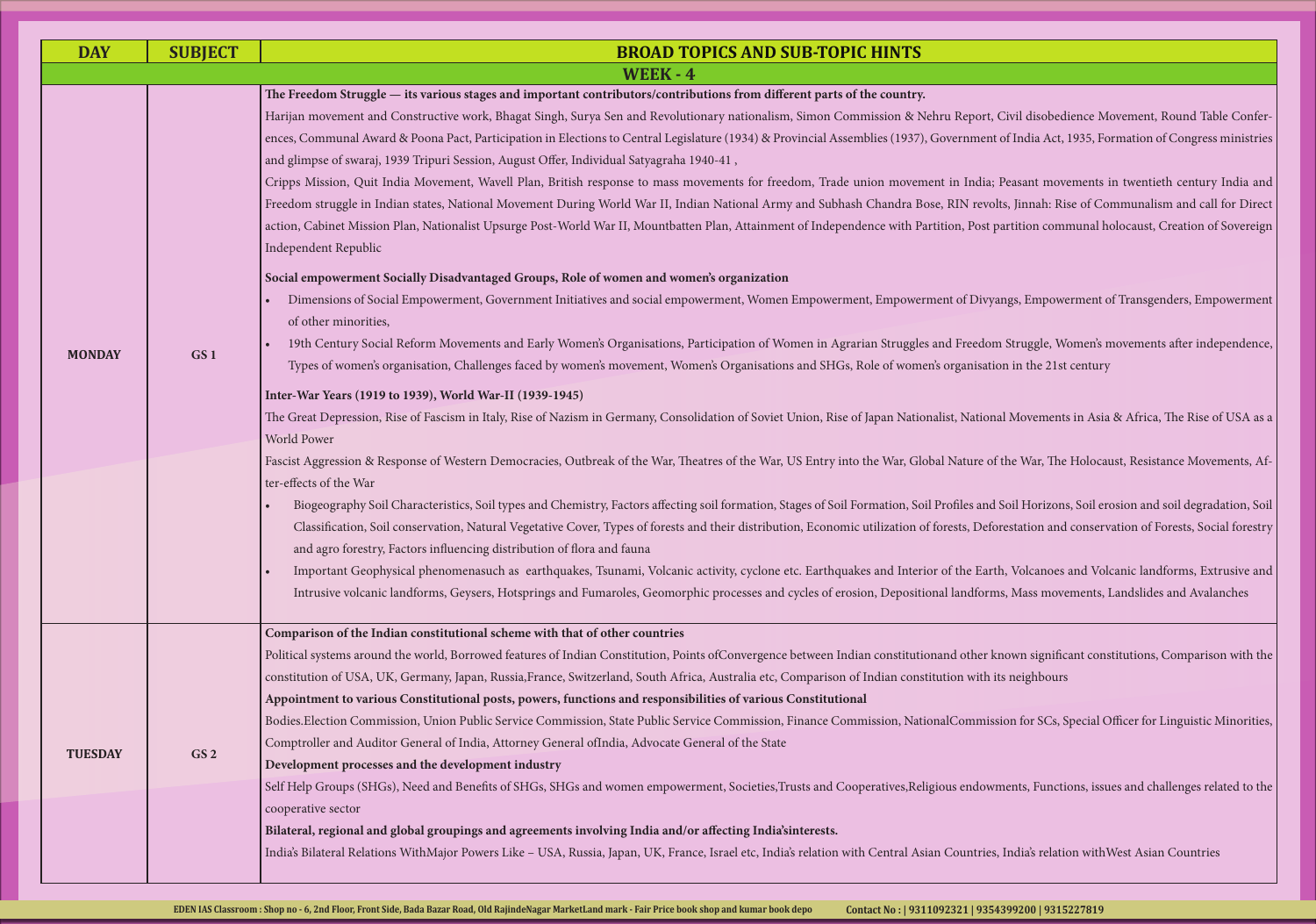| DAY | SUBJECT | BROAD TOPICS AND SUB-TOPIC HINTS |
|---|---|---|
| | | **WEEK - 4** |
| **MONDAY** | **GS 1** | **The Freedom Struggle — its various stages and important contributors/contributions from different parts of the country.**<br>Harijan movement and Constructive work, Bhagat Singh, Surya Sen and Revolutionary nationalism, Simon Commission & Nehru Report, Civil disobedience Movement, Round Table Conferences, Communal Award & Poona Pact, Participation in Elections to Central Legislature (1934) & Provincial Assemblies (1937), Government of India Act, 1935, Formation of Congress ministries and glimpse of swaraj, 1939 Tripuri Session, August Offer, Individual Satyagraha 1940-41 ,<br>Cripps Mission, Quit India Movement, Wavell Plan, British response to mass movements for freedom, Trade union movement in India; Peasant movements in twentieth century India and Freedom struggle in Indian states, National Movement During World War II, Indian National Army and Subhash Chandra Bose, RIN revolts, Jinnah: Rise of Communalism and call for Direct action, Cabinet Mission Plan, Nationalist Upsurge Post-World War II, Mountbatten Plan, Attainment of Independence with Partition, Post partition communal holocaust, Creation of Sovereign Independent Republic<br>**Social empowerment Socially Disadvantaged Groups, Role of women and women's organization**<br>• Dimensions of Social Empowerment, Government Initiatives and social empowerment, Women Empowerment, Empowerment of Divyangs, Empowerment of Transgenders, Empowerment of other minorities,<br>• 19th Century Social Reform Movements and Early Women's Organisations, Participation of Women in Agrarian Struggles and Freedom Struggle, Women's movements after independence, Types of women's organisation, Challenges faced by women's movement, Women's Organisations and SHGs, Role of women's organisation in the 21st century<br>**Inter-War Years (1919 to 1939), World War-II (1939-1945)**<br>The Great Depression, Rise of Fascism in Italy, Rise of Nazism in Germany, Consolidation of Soviet Union, Rise of Japan Nationalist, National Movements in Asia & Africa, The Rise of USA as a World Power<br>Fascist Aggression & Response of Western Democracies, Outbreak of the War, Theatres of the War, US Entry into the War, Global Nature of the War, The Holocaust, Resistance Movements, After-effects of the War<br>• Biogeography Soil Characteristics, Soil types and Chemistry, Factors affecting soil formation, Stages of Soil Formation, Soil Profiles and Soil Horizons, Soil erosion and soil degradation, Soil Classification, Soil conservation, Natural Vegetative Cover, Types of forests and their distribution, Economic utilization of forests, Deforestation and conservation of Forests, Social forestry and agro forestry, Factors influencing distribution of flora and fauna<br>• Important Geophysical phenomenasuch as earthquakes, Tsunami, Volcanic activity, cyclone etc. Earthquakes and Interior of the Earth, Volcanoes and Volcanic landforms, Extrusive and Intrusive volcanic landforms, Geysers, Hotsprings and Fumaroles, Geomorphic processes and cycles of erosion, Depositional landforms, Mass movements, Landslides and Avalanches |
| **TUESDAY** | **GS 2** | **Comparison of the Indian constitutional scheme with that of other countries**<br>Political systems around the world, Borrowed features of Indian Constitution, Points ofConvergence between Indian constitutionand other known significant constitutions, Comparison with the constitution of USA, UK, Germany, Japan, Russia,France, Switzerland, South Africa, Australia etc, Comparison of Indian constitution with its neighbours<br>**Appointment to various Constitutional posts, powers, functions and responsibilities of various Constitutional**<br>Bodies.Election Commission, Union Public Service Commission, State Public Service Commission, Finance Commission, NationalCommission for SCs, Special Officer for Linguistic Minorities, Comptroller and Auditor General of India, Attorney General ofIndia, Advocate General of the State<br>**Development processes and the development industry**<br>Self Help Groups (SHGs), Need and Benefits of SHGs, SHGs and women empowerment, Societies,Trusts and Cooperatives,Religious endowments, Functions, issues and challenges related to the cooperative sector<br>**Bilateral, regional and global groupings and agreements involving India and/or affecting India'sinterests.**<br>India's Bilateral Relations WithMajor Powers Like – USA, Russia, Japan, UK, France, Israel etc, India's relation with Central Asian Countries, India's relation withWest Asian Countries |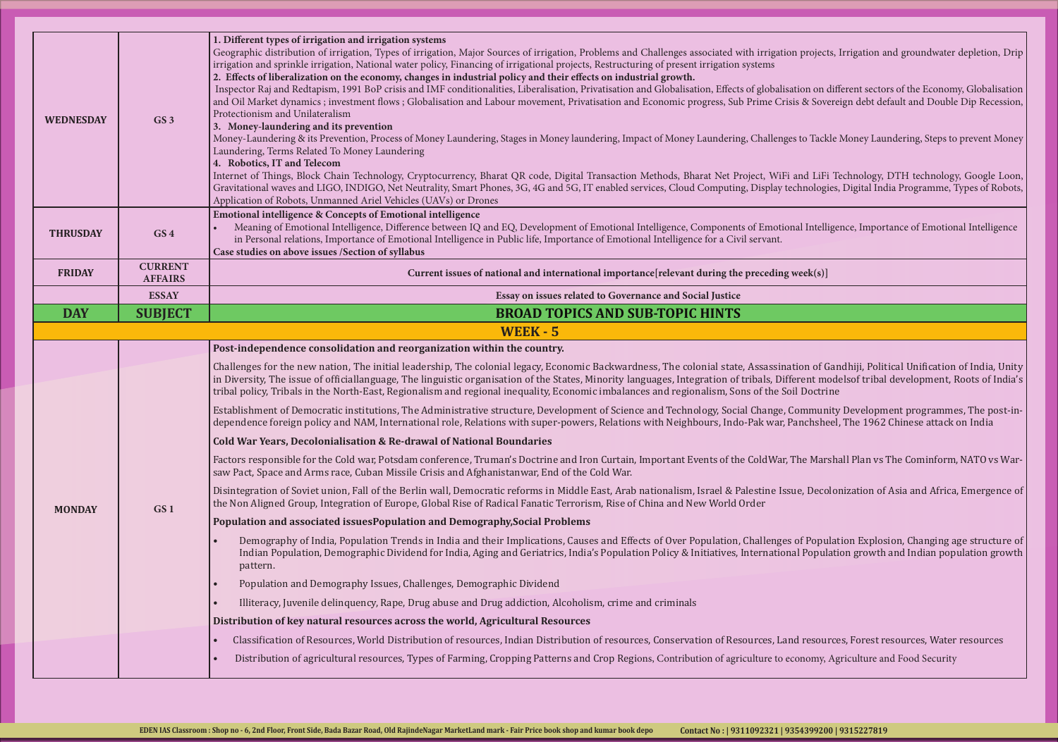| DAY | SUBJECT | BROAD TOPICS AND SUB-TOPIC HINTS |
|---|---|---|
| WEDNESDAY | GS 3 | **1. Different types of irrigation and irrigation systems**<br>Geographic distribution of irrigation, Types of irrigation, Major Sources of irrigation, Problems and Challenges associated with irrigation projects, Irrigation and groundwater depletion, Drip irrigation and sprinkle irrigation, National water policy, Financing of irrigational projects, Restructuring of present irrigation systems<br>**2. Effects of liberalization on the economy, changes in industrial policy and their effects on industrial growth.**<br>Inspector Raj and Redtapism, 1991 BoP crisis and IMF conditionalities, Liberalisation, Privatisation and Globalisation, Effects of globalisation on different sectors of the Economy, Globalisation and Oil Market dynamics ; investment flows ; Globalisation and Labour movement, Privatisation and Economic progress, Sub Prime Crisis & Sovereign debt default and Double Dip Recession, Protectionism and Unilateralism<br>**3. Money-laundering and its prevention**<br>Money-Laundering & its Prevention, Process of Money Laundering, Stages in Money laundering, Impact of Money Laundering, Challenges to Tackle Money Laundering, Steps to prevent Money Laundering, Terms Related To Money Laundering<br>**4. Robotics, IT and Telecom**<br>Internet of Things, Block Chain Technology, Cryptocurrency, Bharat QR code, Digital Transaction Methods, Bharat Net Project, WiFi and LiFi Technology, DTH technology, Google Loon, Gravitational waves and LIGO, INDIGO, Net Neutrality, Smart Phones, 3G, 4G and 5G, IT enabled services, Cloud Computing, Display technologies, Digital India Programme, Types of Robots, Application of Robots, Unmanned Ariel Vehicles (UAVs) or Drones |
| THRUSDAY | GS 4 | **Emotional intelligence & Concepts of Emotional intelligence**<br>• Meaning of Emotional Intelligence, Difference between IQ and EQ, Development of Emotional Intelligence, Components of Emotional Intelligence, Importance of Emotional Intelligence in Personal relations, Importance of Emotional Intelligence in Public life, Importance of Emotional Intelligence for a Civil servant.<br>**Case studies on above issues /Section of syllabus** |
| FRIDAY | CURRENT AFFAIRS | **Current issues of national and international importance[relevant during the preceding week(s)]** |
| | ESSAY | **Essay on issues related to Governance and Social Justice** |

| DAY | SUBJECT | BROAD TOPICS AND SUB-TOPIC HINTS |
|---|---|---|
| | | **WEEK - 5** |
| MONDAY | GS 1 | **Post-independence consolidation and reorganization within the country.**<br>Challenges for the new nation, The initial leadership, The colonial legacy, Economic Backwardness, The colonial state, Assassination of Gandhiji, Political Unification of India, Unity in Diversity, The issue of officiallanguage, The linguistic organisation of the States, Minority languages, Integration of tribals, Different modelsof tribal development, Roots of India's tribal policy, Tribals in the North-East, Regionalism and regional inequality, Economic imbalances and regionalism, Sons of the Soil Doctrine<br>Establishment of Democratic institutions, The Administrative structure, Development of Science and Technology, Social Change, Community Development programmes, The post-independence foreign policy and NAM, International role, Relations with super-powers, Relations with Neighbours, Indo-Pak war, Panchsheel, The 1962 Chinese attack on India<br>**Cold War Years, Decolonialisation & Re-drawal of National Boundaries**<br>Factors responsible for the Cold war, Potsdam conference, Truman's Doctrine and Iron Curtain, Important Events of the ColdWar, The Marshall Plan vs The Cominform, NATO vs Warsaw Pact, Space and Arms race, Cuban Missile Crisis and Afghanistanwar, End of the Cold War.<br>Disintegration of Soviet union, Fall of the Berlin wall, Democratic reforms in Middle East, Arab nationalism, Israel & Palestine Issue, Decolonization of Asia and Africa, Emergence of the Non Aligned Group, Integration of Europe, Global Rise of Radical Fanatic Terrorism, Rise of China and New World Order<br>**Population and associated issuesPopulation and Demography,Social Problems**<br>• Demography of India, Population Trends in India and their Implications, Causes and Effects of Over Population, Challenges of Population Explosion, Changing age structure of Indian Population, Demographic Dividend for India, Aging and Geriatrics, India's Population Policy & Initiatives, International Population growth and Indian population growth pattern.<br>• Population and Demography Issues, Challenges, Demographic Dividend<br>• Illiteracy, Juvenile delinquency, Rape, Drug abuse and Drug addiction, Alcoholism, crime and criminals<br>**Distribution of key natural resources across the world, Agricultural Resources**<br>• Classification of Resources, World Distribution of resources, Indian Distribution of resources, Conservation of Resources, Land resources, Forest resources, Water resources<br>• Distribution of agricultural resources, Types of Farming, Cropping Patterns and Crop Regions, Contribution of agriculture to economy, Agriculture and Food Security |

EDEN IAS Classroom : Shop no - 6, 2nd Floor, Front Side, Bada Bazar Road, Old RajindeNagar MarketLand mark - Fair Price book shop and kumar book depo    Contact No : | 9311092321 | 9354399200 | 9315227819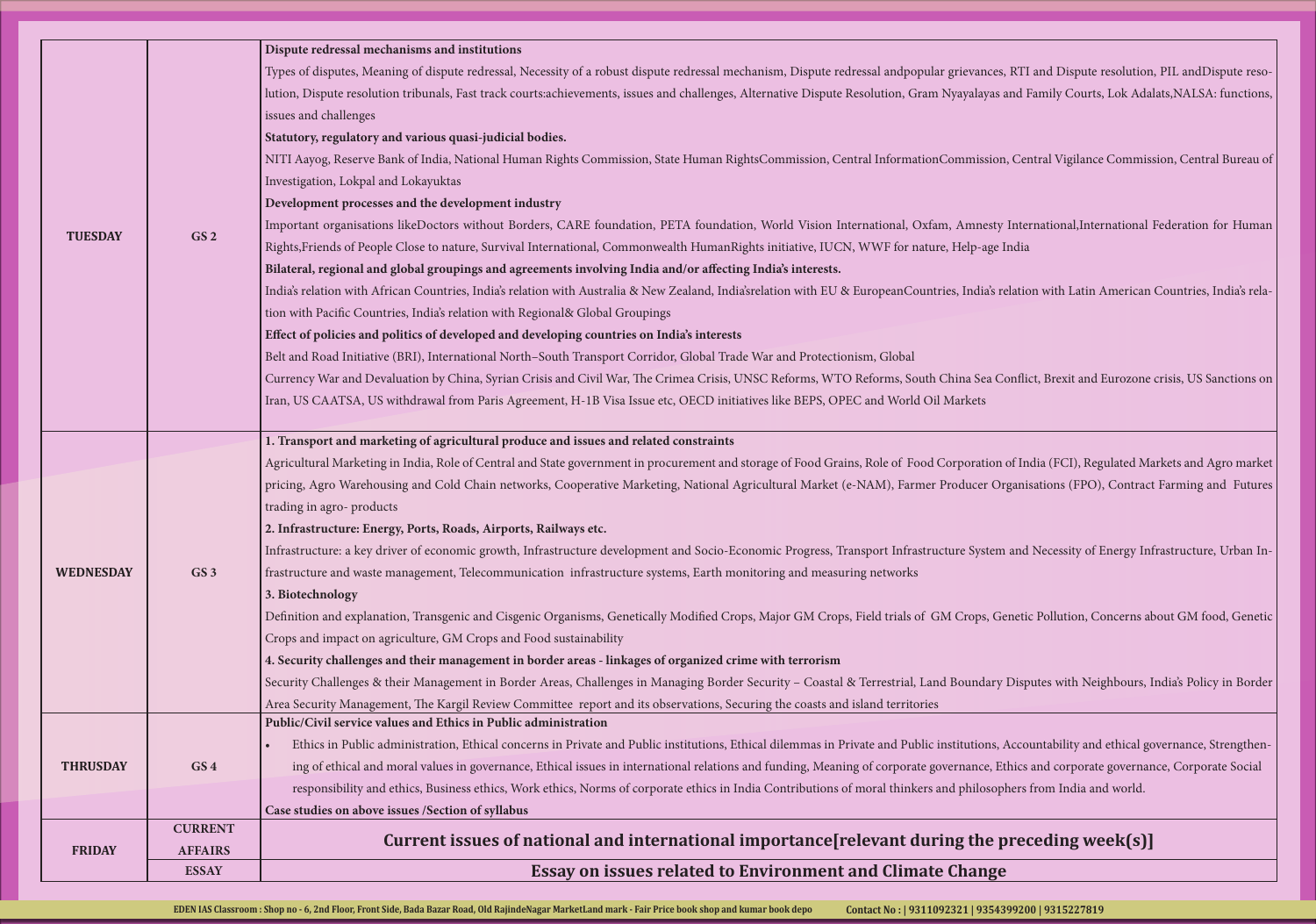| Day | Paper | Topics |
|---|---|---|
| TUESDAY | GS 2 | **Dispute redressal mechanisms and institutions**<br>Types of disputes, Meaning of dispute redressal, Necessity of a robust dispute redressal mechanism, Dispute redressal andpopular grievances, RTI and Dispute resolution, PIL andDispute resolution, Dispute resolution tribunals, Fast track courts:achievements, issues and challenges, Alternative Dispute Resolution, Gram Nyayalayas and Family Courts, Lok Adalats,NALSA: functions, issues and challenges<br>**Statutory, regulatory and various quasi-judicial bodies.**<br>NITI Aayog, Reserve Bank of India, National Human Rights Commission, State Human RightsCommission, Central InformationCommission, Central Vigilance Commission, Central Bureau of Investigation, Lokpal and Lokayuktas<br>**Development processes and the development industry**<br>Important organisations likeDoctors without Borders, CARE foundation, PETA foundation, World Vision International, Oxfam, Amnesty International,International Federation for Human Rights,Friends of People Close to nature, Survival International, Commonwealth HumanRights initiative, IUCN, WWF for nature, Help-age India<br>**Bilateral, regional and global groupings and agreements involving India and/or affecting India's interests.**<br>India's relation with African Countries, India's relation with Australia & New Zealand, India'srelation with EU & EuropeanCountries, India's relation with Latin American Countries, India's relation with Pacific Countries, India's relation with Regional& Global Groupings<br>**Effect of policies and politics of developed and developing countries on India's interests**<br>Belt and Road Initiative (BRI), International North–South Transport Corridor, Global Trade War and Protectionism, Global<br>Currency War and Devaluation by China, Syrian Crisis and Civil War, The Crimea Crisis, UNSC Reforms, WTO Reforms, South China Sea Conflict, Brexit and Eurozone crisis, US Sanctions on Iran, US CAATSA, US withdrawal from Paris Agreement, H-1B Visa Issue etc, OECD initiatives like BEPS, OPEC and World Oil Markets |
| WEDNESDAY | GS 3 | **1. Transport and marketing of agricultural produce and issues and related constraints**<br>Agricultural Marketing in India, Role of Central and State government in procurement and storage of Food Grains, Role of Food Corporation of India (FCI), Regulated Markets and Agro market pricing, Agro Warehousing and Cold Chain networks, Cooperative Marketing, National Agricultural Market (e-NAM), Farmer Producer Organisations (FPO), Contract Farming and Futures trading in agro- products<br>**2. Infrastructure: Energy, Ports, Roads, Airports, Railways etc.**<br>Infrastructure: a key driver of economic growth, Infrastructure development and Socio-Economic Progress, Transport Infrastructure System and Necessity of Energy Infrastructure, Urban Infrastructure and waste management, Telecommunication infrastructure systems, Earth monitoring and measuring networks<br>**3. Biotechnology**<br>Definition and explanation, Transgenic and Cisgenic Organisms, Genetically Modified Crops, Major GM Crops, Field trials of GM Crops, Genetic Pollution, Concerns about GM food, Genetic Crops and impact on agriculture, GM Crops and Food sustainability<br>**4. Security challenges and their management in border areas - linkages of organized crime with terrorism**<br>Security Challenges & their Management in Border Areas, Challenges in Managing Border Security – Coastal & Terrestrial, Land Boundary Disputes with Neighbours, India's Policy in Border Area Security Management, The Kargil Review Committee report and its observations, Securing the coasts and island territories |
| THRUSDAY | GS 4 | **Public/Civil service values and Ethics in Public administration**<br>• Ethics in Public administration, Ethical concerns in Private and Public institutions, Ethical dilemmas in Private and Public institutions, Accountability and ethical governance, Strengthening of ethical and moral values in governance, Ethical issues in international relations and funding, Meaning of corporate governance, Ethics and corporate governance, Corporate Social responsibility and ethics, Business ethics, Work ethics, Norms of corporate ethics in India Contributions of moral thinkers and philosophers from India and world.<br>**Case studies on above issues /Section of syllabus** |
| FRIDAY | CURRENT AFFAIRS | **Current issues of national and international importance[relevant during the preceding week(s)]** |
| | ESSAY | **Essay on issues related to Environment and Climate Change** |

EDEN IAS Classroom : Shop no - 6, 2nd Floor, Front Side, Bada Bazar Road, Old RajindeNagar MarketLand mark - Fair Price book shop and kumar book depo Contact No : | 9311092321 | 9354399200 | 9315227819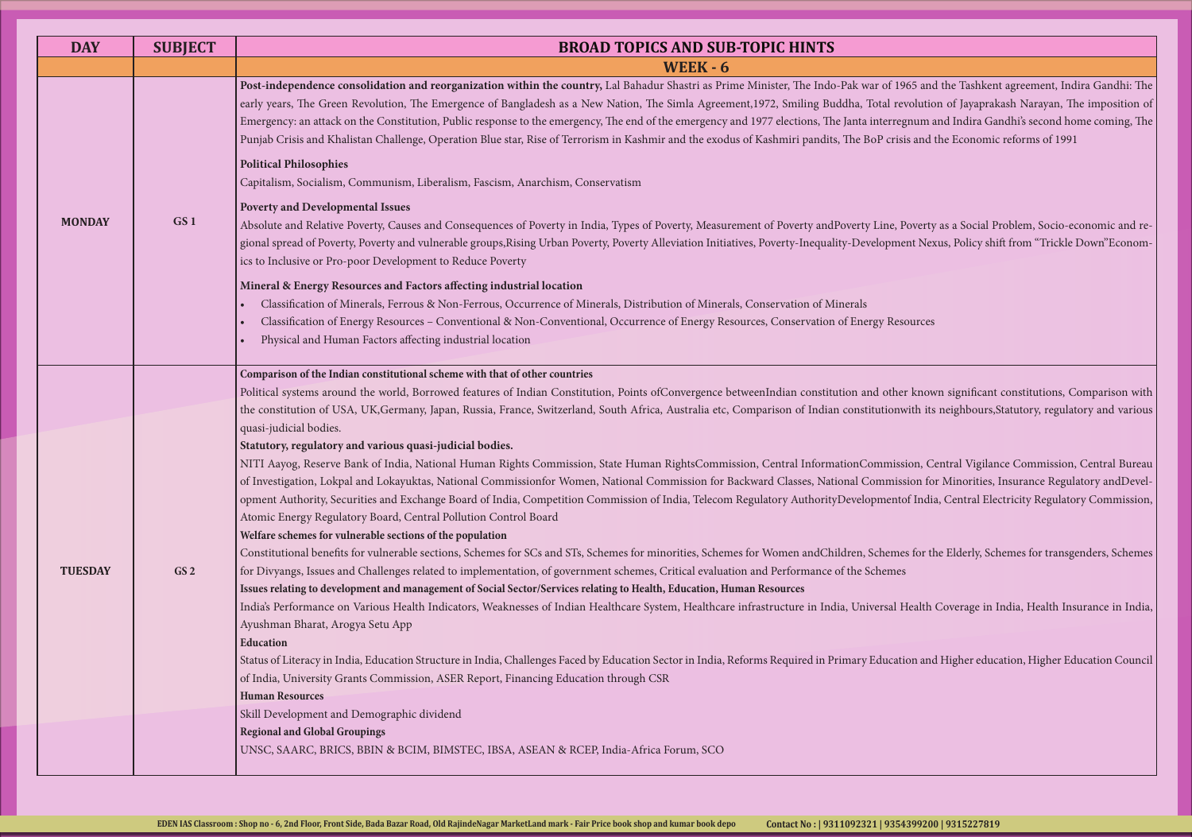| DAY | SUBJECT | BROAD TOPICS AND SUB-TOPIC HINTS |
|---|---|---|
| | | **WEEK - 6** |
| **MONDAY** | **GS 1** | **Post-independence consolidation and reorganization within the country,** Lal Bahadur Shastri as Prime Minister, The Indo-Pak war of 1965 and the Tashkent agreement, Indira Gandhi: The early years, The Green Revolution, The Emergence of Bangladesh as a New Nation, The Simla Agreement,1972, Smiling Buddha, Total revolution of Jayaprakash Narayan, The imposition of Emergency: an attack on the Constitution, Public response to the emergency, The end of the emergency and 1977 elections, The Janta interregnum and Indira Gandhi's second home coming, The Punjab Crisis and Khalistan Challenge, Operation Blue star, Rise of Terrorism in Kashmir and the exodus of Kashmiri pandits, The BoP crisis and the Economic reforms of 1991<br><br>**Political Philosophies**<br>Capitalism, Socialism, Communism, Liberalism, Fascism, Anarchism, Conservatism<br><br>**Poverty and Developmental Issues**<br>Absolute and Relative Poverty, Causes and Consequences of Poverty in India, Types of Poverty, Measurement of Poverty andPoverty Line, Poverty as a Social Problem, Socio-economic and regional spread of Poverty, Poverty and vulnerable groups,Rising Urban Poverty, Poverty Alleviation Initiatives, Poverty-Inequality-Development Nexus, Policy shift from "Trickle Down"Economics to Inclusive or Pro-poor Development to Reduce Poverty<br><br>**Mineral & Energy Resources and Factors affecting industrial location**<br>• Classification of Minerals, Ferrous & Non-Ferrous, Occurrence of Minerals, Distribution of Minerals, Conservation of Minerals<br>• Classification of Energy Resources – Conventional & Non-Conventional, Occurrence of Energy Resources, Conservation of Energy Resources<br>• Physical and Human Factors affecting industrial location |
| **TUESDAY** | **GS 2** | **Comparison of the Indian constitutional scheme with that of other countries**<br>Political systems around the world, Borrowed features of Indian Constitution, Points ofConvergence betweenIndian constitution and other known significant constitutions, Comparison with the constitution of USA, UK,Germany, Japan, Russia, France, Switzerland, South Africa, Australia etc, Comparison of Indian constitutionwith its neighbours,Statutory, regulatory and various quasi-judicial bodies.<br>**Statutory, regulatory and various quasi-judicial bodies.**<br>NITI Aayog, Reserve Bank of India, National Human Rights Commission, State Human RightsCommission, Central InformationCommission, Central Vigilance Commission, Central Bureau of Investigation, Lokpal and Lokayuktas, National Commissionfor Women, National Commission for Backward Classes, National Commission for Minorities, Insurance Regulatory andDevelopment Authority, Securities and Exchange Board of India, Competition Commission of India, Telecom Regulatory AuthorityDevelopmentof India, Central Electricity Regulatory Commission, Atomic Energy Regulatory Board, Central Pollution Control Board<br>**Welfare schemes for vulnerable sections of the population**<br>Constitutional benefits for vulnerable sections, Schemes for SCs and STs, Schemes for minorities, Schemes for Women andChildren, Schemes for the Elderly, Schemes for transgenders, Schemes for Divyangs, Issues and Challenges related to implementation, of government schemes, Critical evaluation and Performance of the Schemes<br>**Issues relating to development and management of Social Sector/Services relating to Health, Education, Human Resources**<br>India's Performance on Various Health Indicators, Weaknesses of Indian Healthcare System, Healthcare infrastructure in India, Universal Health Coverage in India, Health Insurance in India, Ayushman Bharat, Arogya Setu App<br>**Education**<br>Status of Literacy in India, Education Structure in India, Challenges Faced by Education Sector in India, Reforms Required in Primary Education and Higher education, Higher Education Council of India, University Grants Commission, ASER Report, Financing Education through CSR<br>**Human Resources**<br>Skill Development and Demographic dividend<br>**Regional and Global Groupings**<br>UNSC, SAARC, BRICS, BBIN & BCIM, BIMSTEC, IBSA, ASEAN & RCEP, India-Africa Forum, SCO |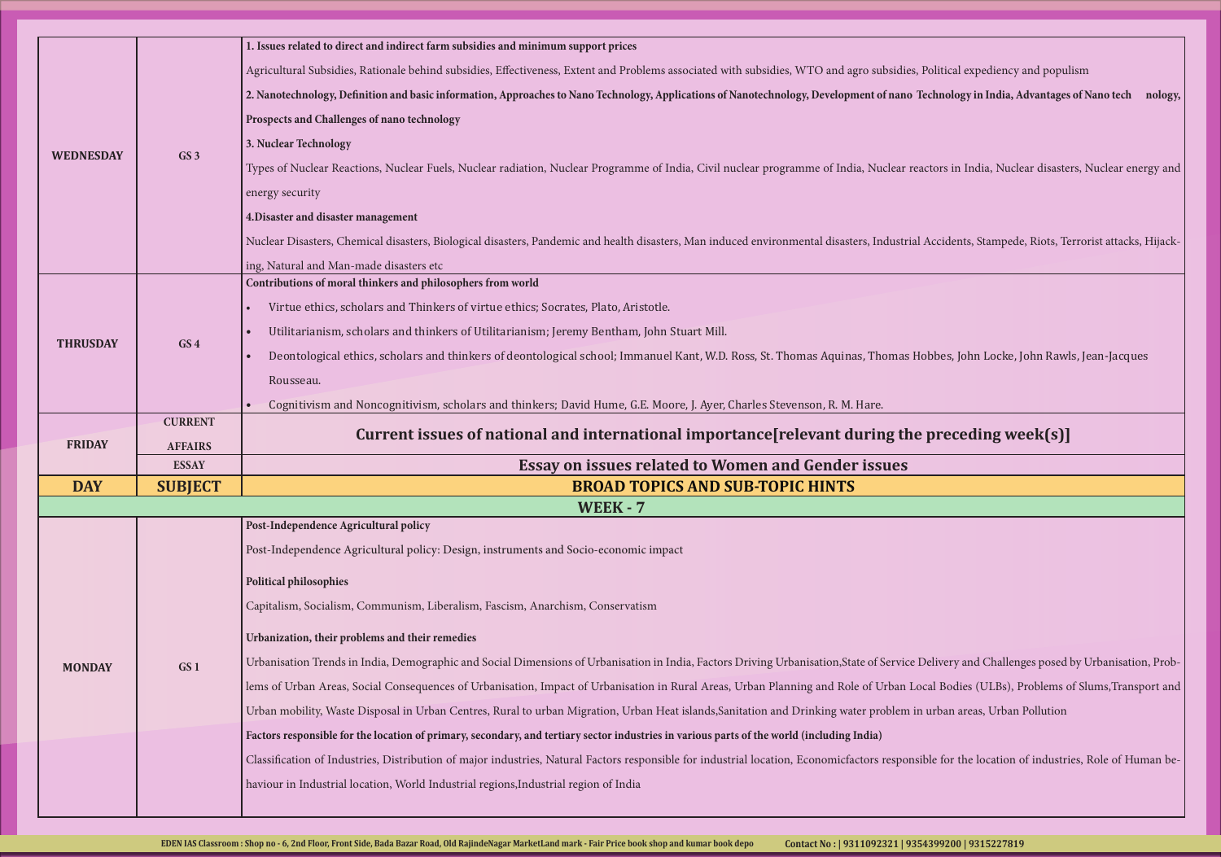| DAY | SUBJECT | BROAD TOPICS AND SUB-TOPIC HINTS |
|---|---|---|
| WEDNESDAY | GS 3 | **1. Issues related to direct and indirect farm subsidies and minimum support prices**<br>Agricultural Subsidies, Rationale behind subsidies, Effectiveness, Extent and Problems associated with subsidies, WTO and agro subsidies, Political expediency and populism<br>**2. Nanotechnology, Definition and basic information, Approaches to Nano Technology, Applications of Nanotechnology, Development of nano Technology in India, Advantages of Nano tech nology, Prospects and Challenges of nano technology**<br>**3. Nuclear Technology**<br>Types of Nuclear Reactions, Nuclear Fuels, Nuclear radiation, Nuclear Programme of India, Civil nuclear programme of India, Nuclear reactors in India, Nuclear disasters, Nuclear energy and energy security<br>**4.Disaster and disaster management**<br>Nuclear Disasters, Chemical disasters, Biological disasters, Pandemic and health disasters, Man induced environmental disasters, Industrial Accidents, Stampede, Riots, Terrorist attacks, Hijack-ing, Natural and Man-made disasters etc |
| THRUSDAY | GS 4 | **Contributions of moral thinkers and philosophers from world**<br>• Virtue ethics, scholars and Thinkers of virtue ethics; Socrates, Plato, Aristotle.<br>• Utilitarianism, scholars and thinkers of Utilitarianism; Jeremy Bentham, John Stuart Mill.<br>• Deontological ethics, scholars and thinkers of deontological school; Immanuel Kant, W.D. Ross, St. Thomas Aquinas, Thomas Hobbes, John Locke, John Rawls, Jean-Jacques Rousseau.<br>• Cognitivism and Noncognitivism, scholars and thinkers; David Hume, G.E. Moore, J. Ayer, Charles Stevenson, R. M. Hare. |
| FRIDAY | CURRENT AFFAIRS | **Current issues of national and international importance[relevant during the preceding week(s)]** |
| | ESSAY | **Essay on issues related to Women and Gender issues** |
| **DAY** | **SUBJECT** | **BROAD TOPICS AND SUB-TOPIC HINTS** |
| | | **WEEK - 7** |
| MONDAY | GS 1 | **Post-Independence Agricultural policy**<br>Post-Independence Agricultural policy: Design, instruments and Socio-economic impact<br>**Political philosophies**<br>Capitalism, Socialism, Communism, Liberalism, Fascism, Anarchism, Conservatism<br>**Urbanization, their problems and their remedies**<br>Urbanisation Trends in India, Demographic and Social Dimensions of Urbanisation in India, Factors Driving Urbanisation,State of Service Delivery and Challenges posed by Urbanisation, Prob-lems of Urban Areas, Social Consequences of Urbanisation, Impact of Urbanisation in Rural Areas, Urban Planning and Role of Urban Local Bodies (ULBs), Problems of Slums,Transport and Urban mobility, Waste Disposal in Urban Centres, Rural to urban Migration, Urban Heat islands,Sanitation and Drinking water problem in urban areas, Urban Pollution<br>**Factors responsible for the location of primary, secondary, and tertiary sector industries in various parts of the world (including India)**<br>Classification of Industries, Distribution of major industries, Natural Factors responsible for industrial location, Economicfactors responsible for the location of industries, Role of Human be-haviour in Industrial location, World Industrial regions,Industrial region of India |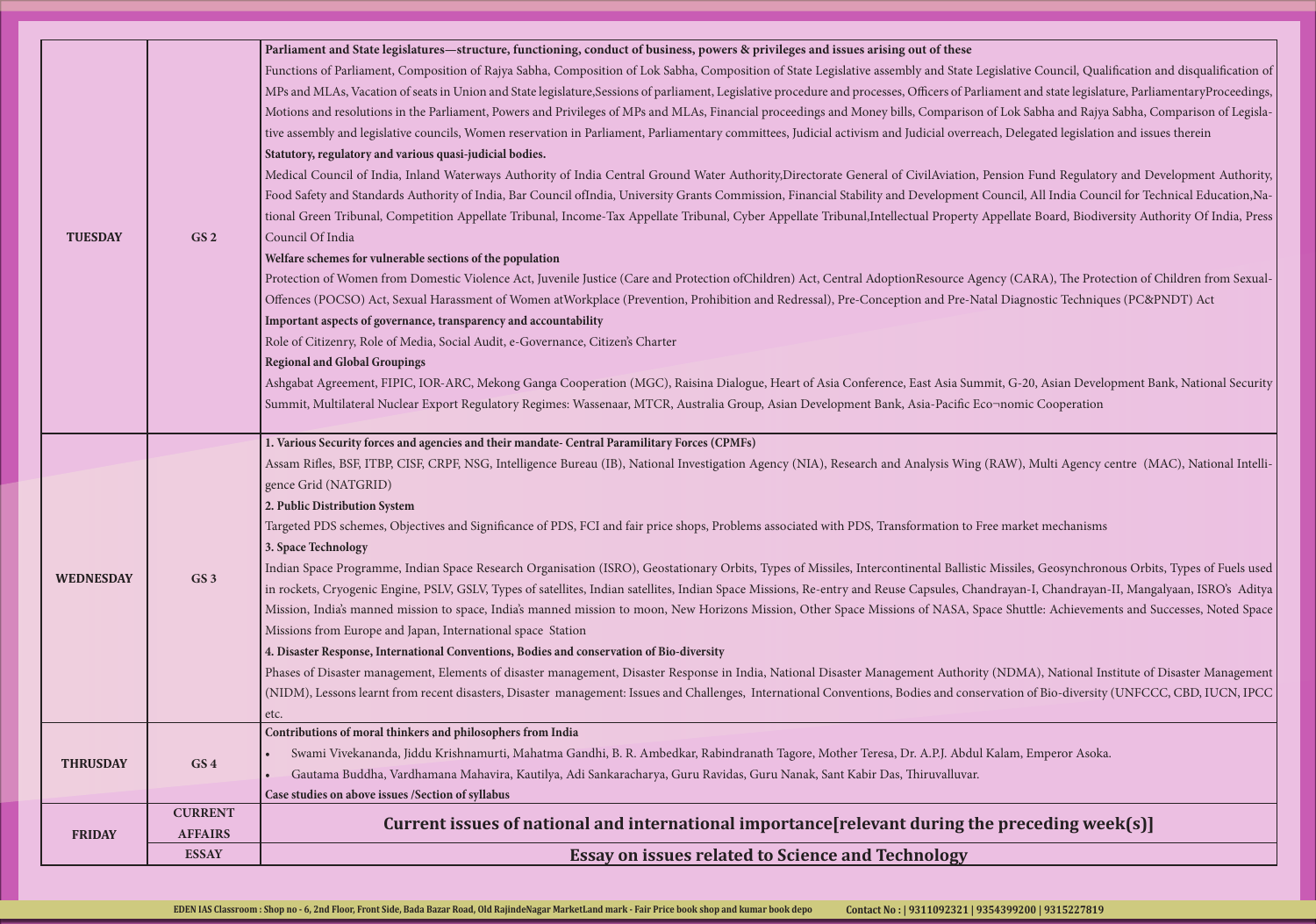| | | |
|---|---|---|
| **TUESDAY** | **GS 2** | **Parliament and State legislatures—structure, functioning, conduct of business, powers & privileges and issues arising out of these**<br>Functions of Parliament, Composition of Rajya Sabha, Composition of Lok Sabha, Composition of State Legislative assembly and State Legislative Council, Qualification and disqualification of MPs and MLAs, Vacation of seats in Union and State legislature,Sessions of parliament, Legislative procedure and processes, Officers of Parliament and state legislature, ParliamentaryProceedings, Motions and resolutions in the Parliament, Powers and Privileges of MPs and MLAs, Financial proceedings and Money bills, Comparison of Lok Sabha and Rajya Sabha, Comparison of Legislative assembly and legislative councils, Women reservation in Parliament, Parliamentary committees, Judicial activism and Judicial overreach, Delegated legislation and issues therein<br>**Statutory, regulatory and various quasi-judicial bodies.**<br>Medical Council of India, Inland Waterways Authority of India Central Ground Water Authority,Directorate General of CivilAviation, Pension Fund Regulatory and Development Authority, Food Safety and Standards Authority of India, Bar Council ofIndia, University Grants Commission, Financial Stability and Development Council, All India Council for Technical Education,National Green Tribunal, Competition Appellate Tribunal, Income-Tax Appellate Tribunal, Cyber Appellate Tribunal,Intellectual Property Appellate Board, Biodiversity Authority Of India, Press Council Of India<br>**Welfare schemes for vulnerable sections of the population**<br>Protection of Women from Domestic Violence Act, Juvenile Justice (Care and Protection ofChildren) Act, Central AdoptionResource Agency (CARA), The Protection of Children from Sexual-Offences (POCSO) Act, Sexual Harassment of Women atWorkplace (Prevention, Prohibition and Redressal), Pre-Conception and Pre-Natal Diagnostic Techniques (PC&PNDT) Act<br>**Important aspects of governance, transparency and accountability**<br>Role of Citizenry, Role of Media, Social Audit, e-Governance, Citizen's Charter<br>**Regional and Global Groupings**<br>Ashgabat Agreement, FIPIC, IOR-ARC, Mekong Ganga Cooperation (MGC), Raisina Dialogue, Heart of Asia Conference, East Asia Summit, G-20, Asian Development Bank, National Security Summit, Multilateral Nuclear Export Regulatory Regimes: Wassenaar, MTCR, Australia Group, Asian Development Bank, Asia-Pacific Eco¬nomic Cooperation |
| **WEDNESDAY** | **GS 3** | **1. Various Security forces and agencies and their mandate- Central Paramilitary Forces (CPMFs)**<br>Assam Rifles, BSF, ITBP, CISF, CRPF, NSG, Intelligence Bureau (IB), National Investigation Agency (NIA), Research and Analysis Wing (RAW), Multi Agency centre (MAC), National Intelligence Grid (NATGRID)<br>**2. Public Distribution System**<br>Targeted PDS schemes, Objectives and Significance of PDS, FCI and fair price shops, Problems associated with PDS, Transformation to Free market mechanisms<br>**3. Space Technology**<br>Indian Space Programme, Indian Space Research Organisation (ISRO), Geostationary Orbits, Types of Missiles, Intercontinental Ballistic Missiles, Geosynchronous Orbits, Types of Fuels used in rockets, Cryogenic Engine, PSLV, GSLV, Types of satellites, Indian satellites, Indian Space Missions, Re-entry and Reuse Capsules, Chandrayan-I, Chandrayan-II, Mangalyaan, ISRO's Aditya Mission, India's manned mission to space, India's manned mission to moon, New Horizons Mission, Other Space Missions of NASA, Space Shuttle: Achievements and Successes, Noted Space Missions from Europe and Japan, International space Station<br>**4. Disaster Response, International Conventions, Bodies and conservation of Bio-diversity**<br>Phases of Disaster management, Elements of disaster management, Disaster Response in India, National Disaster Management Authority (NDMA), National Institute of Disaster Management (NIDM), Lessons learnt from recent disasters, Disaster management: Issues and Challenges, International Conventions, Bodies and conservation of Bio-diversity (UNFCCC, CBD, IUCN, IPCC etc. |
| **THRUSDAY** | **GS 4** | **Contributions of moral thinkers and philosophers from India**<br>• Swami Vivekananda, Jiddu Krishnamurti, Mahatma Gandhi, B. R. Ambedkar, Rabindranath Tagore, Mother Teresa, Dr. A.P.J. Abdul Kalam, Emperor Asoka.<br>• Gautama Buddha, Vardhamana Mahavira, Kautilya, Adi Sankaracharya, Guru Ravidas, Guru Nanak, Sant Kabir Das, Thiruvalluvar.<br>**Case studies on above issues /Section of syllabus** |
| **FRIDAY** | **CURRENT AFFAIRS** | **Current issues of national and international importance[relevant during the preceding week(s)]** |
| | **ESSAY** | **Essay on issues related to Science and Technology** |

EDEN IAS Classroom : Shop no - 6, 2nd Floor, Front Side, Bada Bazar Road, Old RajindeNagar MarketLand mark - Fair Price book shop and kumar book depo    Contact No : | 9311092321 | 9354399200 | 9315227819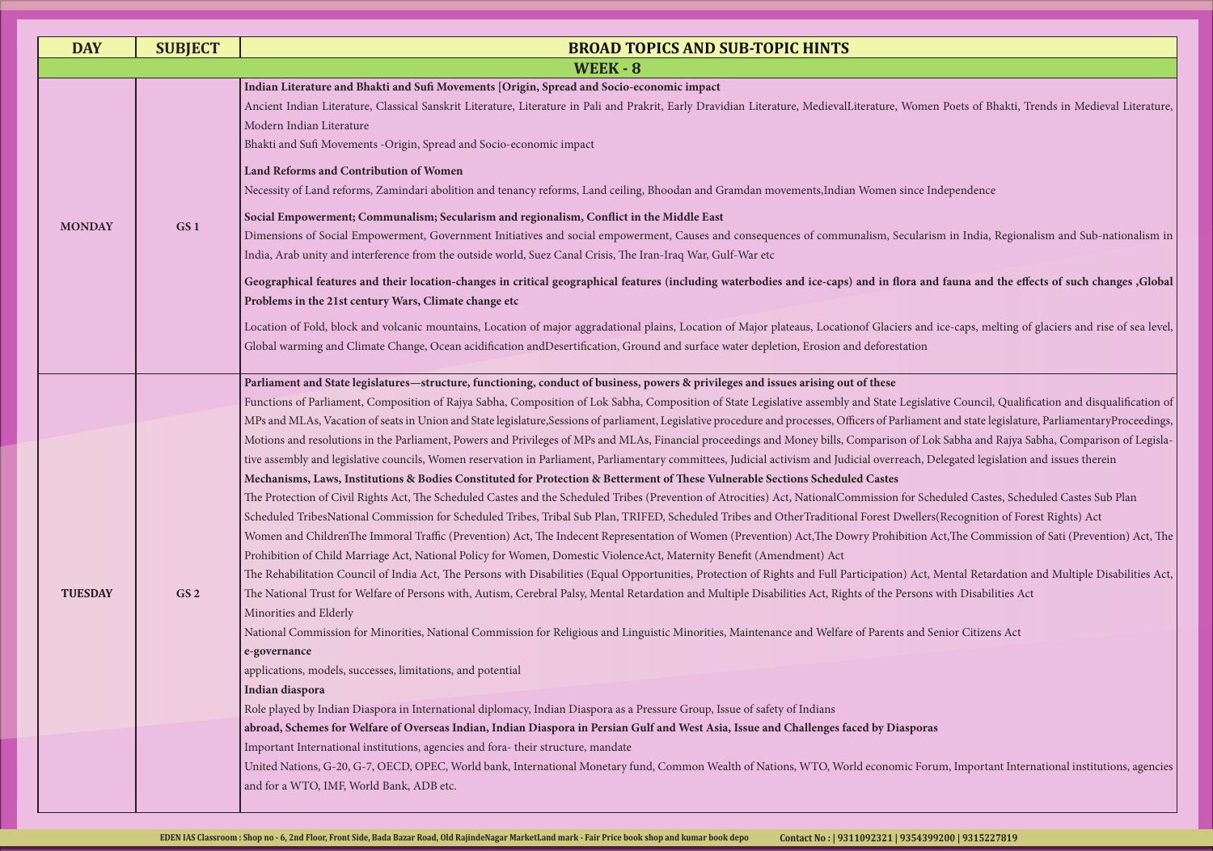| DAY | SUBJECT | BROAD TOPICS AND SUB-TOPIC HINTS |
|---|---|---|
| | | **WEEK - 8** |
| MONDAY | GS 1 | **Indian Literature and Bhakti and Sufi Movements [Origin, Spread and Socio-economic impact**<br>Ancient Indian Literature, Classical Sanskrit Literature, Literature in Pali and Prakrit, Early Dravidian Literature, MedievalLiterature, Women Poets of Bhakti, Trends in Medieval Literature, Modern Indian Literature<br>Bhakti and Sufi Movements -Origin, Spread and Socio-economic impact<br>**Land Reforms and Contribution of Women**<br>Necessity of Land reforms, Zamindari abolition and tenancy reforms, Land ceiling, Bhoodan and Gramdan movements,Indian Women since Independence<br>**Social Empowerment; Communalism; Secularism and regionalism, Conflict in the Middle East**<br>Dimensions of Social Empowerment, Government Initiatives and social empowerment, Causes and consequences of communalism, Secularism in India, Regionalism and Sub-nationalism in India, Arab unity and interference from the outside world, Suez Canal Crisis, The Iran-Iraq War, Gulf-War etc<br>**Geographical features and their location-changes in critical geographical features (including waterbodies and ice-caps) and in flora and fauna and the effects of such changes ,Global Problems in the 21st century Wars, Climate change etc**<br>Location of Fold, block and volcanic mountains, Location of major aggradational plains, Location of Major plateaus, Locationof Glaciers and ice-caps, melting of glaciers and rise of sea level, Global warming and Climate Change, Ocean acidification andDesertification, Ground and surface water depletion, Erosion and deforestation |
| TUESDAY | GS 2 | **Parliament and State legislatures—structure, functioning, conduct of business, powers & privileges and issues arising out of these**<br>Functions of Parliament, Composition of Rajya Sabha, Composition of Lok Sabha, Composition of State Legislative assembly and State Legislative Council, Qualification and disqualification of MPs and MLAs, Vacation of seats in Union and State legislature,Sessions of parliament, Legislative procedure and processes, Officers of Parliament and state legislature, ParliamentaryProceedings, Motions and resolutions in the Parliament, Powers and Privileges of MPs and MLAs, Financial proceedings and Money bills, Comparison of Lok Sabha and Rajya Sabha, Comparison of Legislative assembly and legislative councils, Women reservation in Parliament, Parliamentary committees, Judicial activism and Judicial overreach, Delegated legislation and issues therein<br>**Mechanisms, Laws, Institutions & Bodies Constituted for Protection & Betterment of These Vulnerable Sections Scheduled Castes**<br>The Protection of Civil Rights Act, The Scheduled Castes and the Scheduled Tribes (Prevention of Atrocities) Act, NationalCommission for Scheduled Castes, Scheduled Castes Sub Plan<br>Scheduled TribesNational Commission for Scheduled Tribes, Tribal Sub Plan, TRIFED, Scheduled Tribes and OtherTraditional Forest Dwellers(Recognition of Forest Rights) Act<br>Women and ChildrenThe Immoral Traffic (Prevention) Act, The Indecent Representation of Women (Prevention) Act,The Dowry Prohibition Act,The Commission of Sati (Prevention) Act, The Prohibition of Child Marriage Act, National Policy for Women, Domestic ViolenceAct, Maternity Benefit (Amendment) Act<br>The Rehabilitation Council of India Act, The Persons with Disabilities (Equal Opportunities, Protection of Rights and Full Participation) Act, Mental Retardation and Multiple Disabilities Act, The National Trust for Welfare of Persons with, Autism, Cerebral Palsy, Mental Retardation and Multiple Disabilities Act, Rights of the Persons with Disabilities Act<br>Minorities and Elderly<br>National Commission for Minorities, National Commission for Religious and Linguistic Minorities, Maintenance and Welfare of Parents and Senior Citizens Act<br>**e-governance**<br>applications, models, successes, limitations, and potential<br>**Indian diaspora**<br>Role played by Indian Diaspora in International diplomacy, Indian Diaspora as a Pressure Group, Issue of safety of Indians<br>**abroad, Schemes for Welfare of Overseas Indian, Indian Diaspora in Persian Gulf and West Asia, Issue and Challenges faced by Diasporas**<br>Important International institutions, agencies and fora- their structure, mandate<br>United Nations, G-20, G-7, OECD, OPEC, World bank, International Monetary fund, Common Wealth of Nations, WTO, World economic Forum, Important International institutions, agencies and for a WTO, IMF, World Bank, ADB etc. |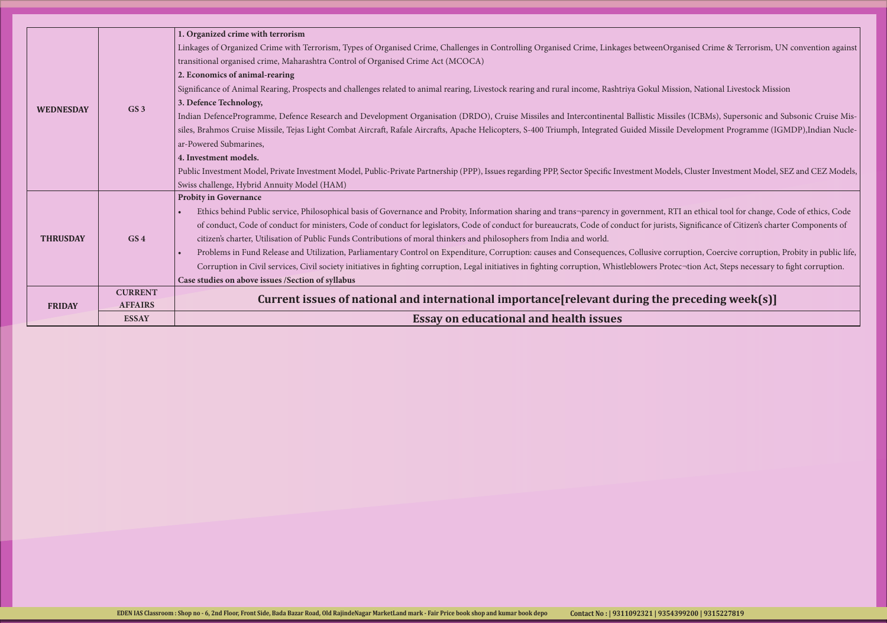| | | |
|---|---|---|
| WEDNESDAY | GS 3 | **1. Organized crime with terrorism**<br>Linkages of Organized Crime with Terrorism, Types of Organised Crime, Challenges in Controlling Organised Crime, Linkages betweenOrganised Crime & Terrorism, UN convention against transitional organised crime, Maharashtra Control of Organised Crime Act (MCOCA)<br>**2. Economics of animal-rearing**<br>Significance of Animal Rearing, Prospects and challenges related to animal rearing, Livestock rearing and rural income, Rashtriya Gokul Mission, National Livestock Mission<br>**3. Defence Technology,**<br>Indian DefenceProgramme, Defence Research and Development Organisation (DRDO), Cruise Missiles and Intercontinental Ballistic Missiles (ICBMs), Supersonic and Subsonic Cruise Missiles, Brahmos Cruise Missile, Tejas Light Combat Aircraft, Rafale Aircrafts, Apache Helicopters, S-400 Triumph, Integrated Guided Missile Development Programme (IGMDP),Indian Nuclear-Powered Submarines,<br>**4. Investment models.**<br>Public Investment Model, Private Investment Model, Public-Private Partnership (PPP), Issues regarding PPP, Sector Specific Investment Models, Cluster Investment Model, SEZ and CEZ Models, Swiss challenge, Hybrid Annuity Model (HAM) |
| THRUSDAY | GS 4 | **Probity in Governance**<br>• Ethics behind Public service, Philosophical basis of Governance and Probity, Information sharing and trans¬parency in government, RTI an ethical tool for change, Code of ethics, Code of conduct, Code of conduct for ministers, Code of conduct for legislators, Code of conduct for bureaucrats, Code of conduct for jurists, Significance of Citizen's charter Components of citizen's charter, Utilisation of Public Funds Contributions of moral thinkers and philosophers from India and world.<br>• Problems in Fund Release and Utilization, Parliamentary Control on Expenditure, Corruption: causes and Consequences, Collusive corruption, Coercive corruption, Probity in public life, Corruption in Civil services, Civil society initiatives in fighting corruption, Legal initiatives in fighting corruption, Whistleblowers Protec¬tion Act, Steps necessary to fight corruption.<br>**Case studies on above issues /Section of syllabus** |
| FRIDAY | CURRENT AFFAIRS | **Current issues of national and international importance[relevant during the preceding week(s)]** |
| | ESSAY | **Essay on educational and health issues** |

EDEN IAS Classroom : Shop no - 6, 2nd Floor, Front Side, Bada Bazar Road, Old RajindeNagar MarketLand mark - Fair Price book shop and kumar book depo Contact No : | 9311092321 | 9354399200 | 9315227819